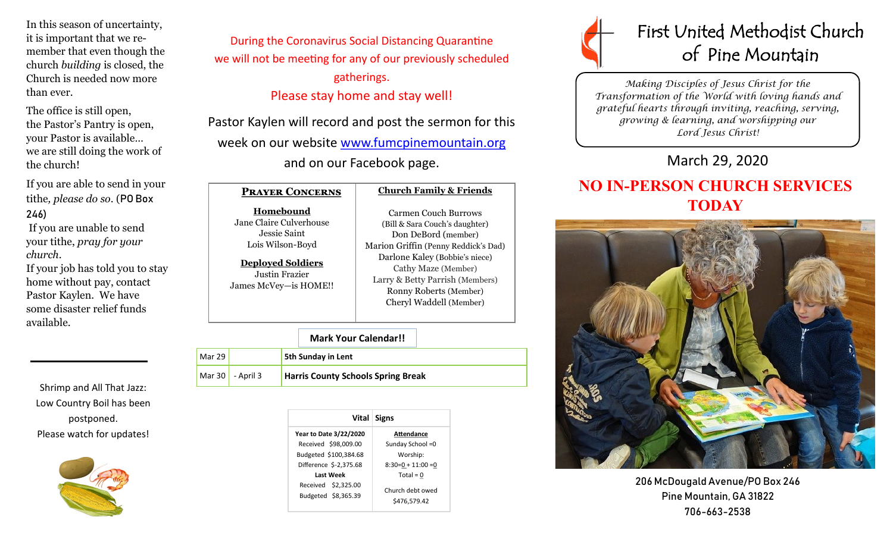In this season of uncertainty, it is important that we remember that even though the church *building* is closed, the Church is needed now more than ever.

The office is still open,
the Pastor's Pantry is open,
your Pastor is available…
we are still doing the work of the church!

If you are able to send in your tithe, *please do so*. (PO Box 246)

If you are unable to send your tithe, *pray for your church*.

If your job has told you to stay home without pay, contact Pastor Kaylen. We have some disaster relief funds available.

---

Shrimp and All That Jazz:
Low Country Boil has been postponed.
Please watch for updates!

During the Coronavirus Social Distancing Quarantine we will not be meeting for any of our previously scheduled gatherings.

Please stay home and stay well!

Pastor Kaylen will record and post the sermon for this week on our website www.fumcpinemountain.org and on our Facebook page.

| **Prayer Concerns** | **Church Family & Friends** |
|---|---|
| **Homebound**<br>Jane Claire Culverhouse<br>Jessie Saint<br>Lois Wilson-Boyd<br><br>**Deployed Soldiers**<br>Justin Frazier<br>James McVey—is HOME!! | Carmen Couch Burrows (Bill & Sara Couch's daughter)<br>Don DeBord (member)<br>Marion Griffin (Penny Reddick's Dad)<br>Darlone Kaley (Bobbie's niece)<br>Cathy Maze (Member)<br>Larry & Betty Parrish (Members)<br>Ronny Roberts (Member)<br>Cheryl Waddell (Member) |

**Mark Your Calendar!!**

| | | |
|---|---|---|
| Mar 29 | | **5th Sunday in Lent** |
| Mar 30 | - April 3 | **Harris County Schools Spring Break** |

| **Vital Signs** | |
|---|---|
| **Year to Date 3/22/2020**<br>Received $98,009.00<br>Budgeted $100,384.68<br>Difference $-2,375.68<br>**Last Week**<br>Received $2,325.00<br>Budgeted $8,365.39 | **Attendance**<br>Sunday School =0<br>Worship:<br>8:30=0 + 11:00 =0<br>Total = 0<br><br>Church debt owed<br>$476,579.42 |

# First United Methodist Church of Pine Mountain

*Making Disciples of Jesus Christ for the Transformation of the World with loving hands and grateful hearts through inviting, reaching, serving, growing & learning, and worshipping our Lord Jesus Christ!*

March 29, 2020

## NO IN-PERSON CHURCH SERVICES TODAY

206 McDougald Avenue/PO Box 246
Pine Mountain, GA 31822
706-663-2538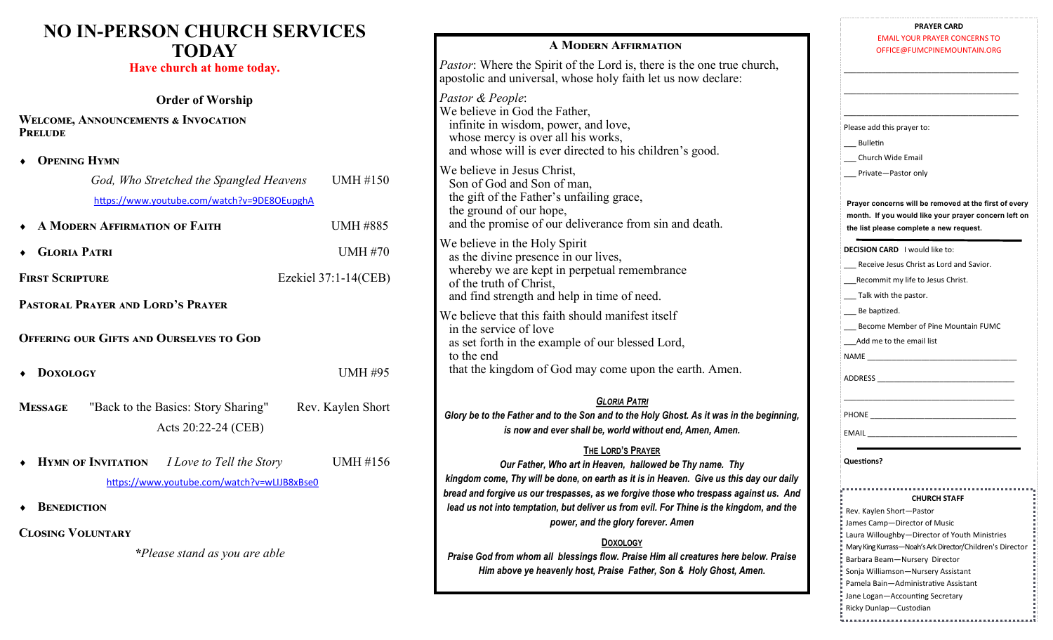# NO IN-PERSON CHURCH SERVICES TODAY

**Have church at home today.**

## Order of Worship

**Welcome, Announcements & Invocation**

**Prelude**

- **Opening Hymn**

  *God, Who Stretched the Spangled Heavens* UMH #150

  https://www.youtube.com/watch?v=9DE8OEupghA

- **A Modern Affirmation of Faith** UMH #885

- **Gloria Patri** UMH #70

**First Scripture** Ezekiel 37:1-14(CEB)

**Pastoral Prayer and Lord's Prayer**

**Offering our Gifts and Ourselves to God**

- **Doxology** UMH #95

**Message** "Back to the Basics: Story Sharing" Rev. Kaylen Short

Acts 20:22-24 (CEB)

- **Hymn of Invitation** *I Love to Tell the Story* UMH #156

  https://www.youtube.com/watch?v=wLIJB8xBse0

- **Benediction**

**Closing Voluntary**

*\*Please stand as you are able*

## A Modern Affirmation

*Pastor*: Where the Spirit of the Lord is, there is the one true church, apostolic and universal, whose holy faith let us now declare:

*Pastor & People*:
We believe in God the Father,
infinite in wisdom, power, and love,
whose mercy is over all his works,
and whose will is ever directed to his children's good.

We believe in Jesus Christ,
Son of God and Son of man,
the gift of the Father's unfailing grace,
the ground of our hope,
and the promise of our deliverance from sin and death.

We believe in the Holy Spirit
as the divine presence in our lives,
whereby we are kept in perpetual remembrance
of the truth of Christ,
and find strength and help in time of need.

We believe that this faith should manifest itself
in the service of love
as set forth in the example of our blessed Lord,
to the end
that the kingdom of God may come upon the earth. Amen.

***Gloria Patri***

***Glory be to the Father and to the Son and to the Holy Ghost. As it was in the beginning, is now and ever shall be, world without end, Amen, Amen.***

**The Lord's Prayer**

***Our Father, Who art in Heaven, hallowed be Thy name. Thy kingdom come, Thy will be done, on earth as it is in Heaven. Give us this day our daily bread and forgive us our trespasses, as we forgive those who trespass against us. And lead us not into temptation, but deliver us from evil. For Thine is the kingdom, and the power, and the glory forever. Amen***

**Doxology**

***Praise God from whom all blessings flow. Praise Him all creatures here below. Praise Him above ye heavenly host, Praise Father, Son & Holy Ghost, Amen.***

**PRAYER CARD**

EMAIL YOUR PRAYER CONCERNS TO OFFICE@FUMCPINEMOUNTAIN.ORG

\_\_\_\_\_\_\_\_\_\_\_\_\_\_\_\_\_\_\_\_\_\_\_\_\_\_\_\_\_\_\_\_\_\_\_\_

\_\_\_\_\_\_\_\_\_\_\_\_\_\_\_\_\_\_\_\_\_\_\_\_\_\_\_\_\_\_\_\_\_\_\_\_

\_\_\_\_\_\_\_\_\_\_\_\_\_\_\_\_\_\_\_\_\_\_\_\_\_\_\_\_\_\_\_\_\_\_\_\_

Please add this prayer to:

\_\_\_ Bulletin

\_\_\_ Church Wide Email

\_\_\_ Private—Pastor only

**Prayer concerns will be removed at the first of every month. If you would like your prayer concern left on the list please complete a new request.**

**DECISION CARD** I would like to:

\_\_\_ Receive Jesus Christ as Lord and Savior.

\_\_\_Recommit my life to Jesus Christ.

\_\_\_ Talk with the pastor.

\_\_\_ Be baptized.

\_\_\_ Become Member of Pine Mountain FUMC

\_\_\_Add me to the email list

NAME \_\_\_\_\_\_\_\_\_\_\_\_\_\_\_\_\_\_\_\_\_\_\_\_\_\_\_\_\_\_\_\_

ADDRESS \_\_\_\_\_\_\_\_\_\_\_\_\_\_\_\_\_\_\_\_\_\_\_\_\_\_\_\_\_

\_\_\_\_\_\_\_\_\_\_\_\_\_\_\_\_\_\_\_\_\_\_\_\_\_\_\_\_\_\_\_\_\_\_\_\_

PHONE \_\_\_\_\_\_\_\_\_\_\_\_\_\_\_\_\_\_\_\_\_\_\_\_\_\_\_\_\_\_\_

EMAIL \_\_\_\_\_\_\_\_\_\_\_\_\_\_\_\_\_\_\_\_\_\_\_\_\_\_\_\_\_\_\_

**Questions?**

**CHURCH STAFF**

Rev. Kaylen Short—Pastor
James Camp—Director of Music
Laura Willoughby—Director of Youth Ministries
Mary King Kurrass—Noah's Ark Director/Children's Director
Barbara Beam—Nursery Director
Sonja Williamson—Nursery Assistant
Pamela Bain—Administrative Assistant
Jane Logan—Accounting Secretary
Ricky Dunlap—Custodian